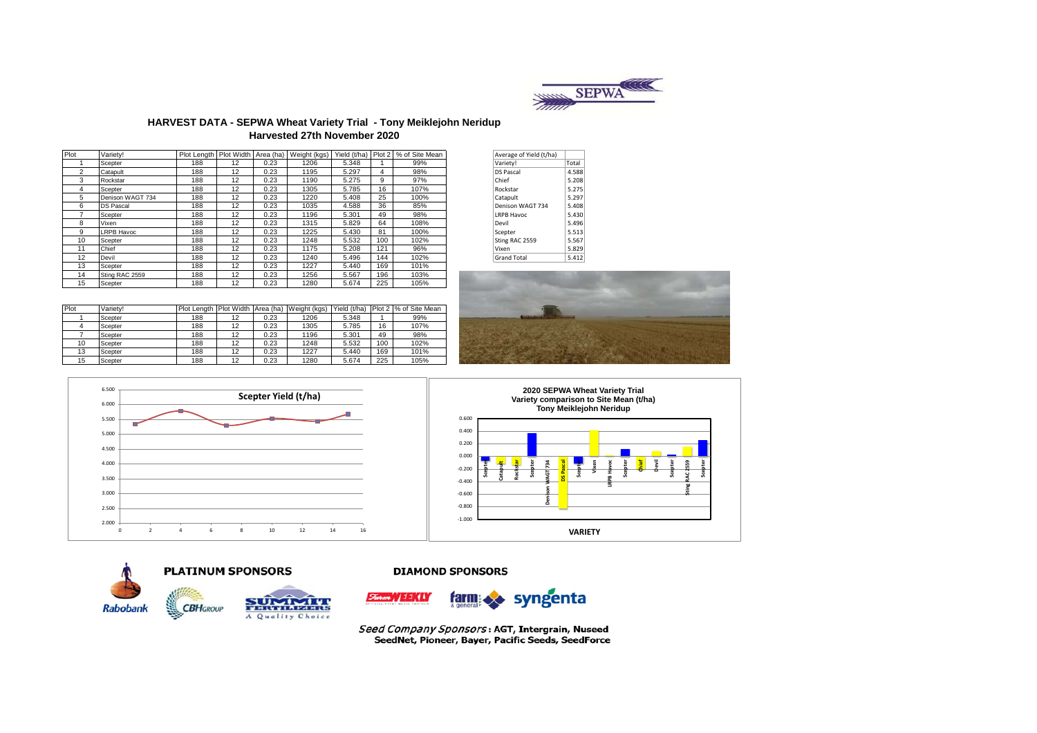SEPWA

# HARVEST DATA - SEPWA Wheat Variety Trial - Tony Meiklejohn Neridup

## Harvested 27th November 2020

| Plot | Variety! | Plot Length | Plot Width | Area (ha) | Weight (kgs) | Yield (t/ha) | Plot 2 | % of Site Mean |
|---|---|---|---|---|---|---|---|---|
| 1 | Scepter | 188 | 12 | 0.23 | 1206 | 5.348 | 1 | 99% |
| 2 | Catapult | 188 | 12 | 0.23 | 1195 | 5.297 | 4 | 98% |
| 3 | Rockstar | 188 | 12 | 0.23 | 1190 | 5.275 | 9 | 97% |
| 4 | Scepter | 188 | 12 | 0.23 | 1305 | 5.785 | 16 | 107% |
| 5 | Denison WAGT 734 | 188 | 12 | 0.23 | 1220 | 5.408 | 25 | 100% |
| 6 | DS Pascal | 188 | 12 | 0.23 | 1035 | 4.588 | 36 | 85% |
| 7 | Scepter | 188 | 12 | 0.23 | 1196 | 5.301 | 49 | 98% |
| 8 | Vixen | 188 | 12 | 0.23 | 1315 | 5.829 | 64 | 108% |
| 9 | LRPB Havoc | 188 | 12 | 0.23 | 1225 | 5.430 | 81 | 100% |
| 10 | Scepter | 188 | 12 | 0.23 | 1248 | 5.532 | 100 | 102% |
| 11 | Chief | 188 | 12 | 0.23 | 1175 | 5.208 | 121 | 96% |
| 12 | Devil | 188 | 12 | 0.23 | 1240 | 5.496 | 144 | 102% |
| 13 | Scepter | 188 | 12 | 0.23 | 1227 | 5.440 | 169 | 101% |
| 14 | Sting RAC 2559 | 188 | 12 | 0.23 | 1256 | 5.567 | 196 | 103% |
| 15 | Scepter | 188 | 12 | 0.23 | 1280 | 5.674 | 225 | 105% |

| Average of Yield (t/ha) | |
|---|---|
| Variety! | Total |
| DS Pascal | 4.588 |
| Chief | 5.208 |
| Rockstar | 5.275 |
| Catapult | 5.297 |
| Denison WAGT 734 | 5.408 |
| LRPB Havoc | 5.430 |
| Devil | 5.496 |
| Scepter | 5.513 |
| Sting RAC 2559 | 5.567 |
| Vixen | 5.829 |
| Grand Total | 5.412 |

| Plot | Variety! | Plot Length | Plot Width | Area (ha) | Weight (kgs) | Yield (t/ha) | Plot 2 | % of Site Mean |
|---|---|---|---|---|---|---|---|---|
| 1 | Scepter | 188 | 12 | 0.23 | 1206 | 5.348 | 1 | 99% |
| 4 | Scepter | 188 | 12 | 0.23 | 1305 | 5.785 | 16 | 107% |
| 7 | Scepter | 188 | 12 | 0.23 | 1196 | 5.301 | 49 | 98% |
| 10 | Scepter | 188 | 12 | 0.23 | 1248 | 5.532 | 100 | 102% |
| 13 | Scepter | 188 | 12 | 0.23 | 1227 | 5.440 | 169 | 101% |
| 15 | Scepter | 188 | 12 | 0.23 | 1280 | 5.674 | 225 | 105% |

Scepter Yield (t/ha)

6.500
6.000
5.500
5.000
4.500
4.000
3.500
3.000
2.500
2.000

0 2 4 6 8 10 12 14 16

2020 SEPWA Wheat Variety Trial
Variety comparison to Site Mean (t/ha)
Tony Meiklejohn Neridup

0.600
0.400
0.200
0.000
-0.200
-0.400
-0.600
-0.800
-1.000

Scepter Catapult Rockstar Scepter Denison WAGT 734 DS Pascal Scepter Vixen LRPB Havoc Scepter Chief Devil Scepter Sting RAC 2559 Scepter

VARIETY

**PLATINUM SPONSORS**

Rabobank CBH GROUP SUMMIT FERTILIZERS A Quality Choice

**DIAMOND SPONSORS**

Farm WEEKLY farm & general syngenta

*Seed Company Sponsors*: AGT, Intergrain, Nuseed
SeedNet, Pioneer, Bayer, Pacific Seeds, SeedForce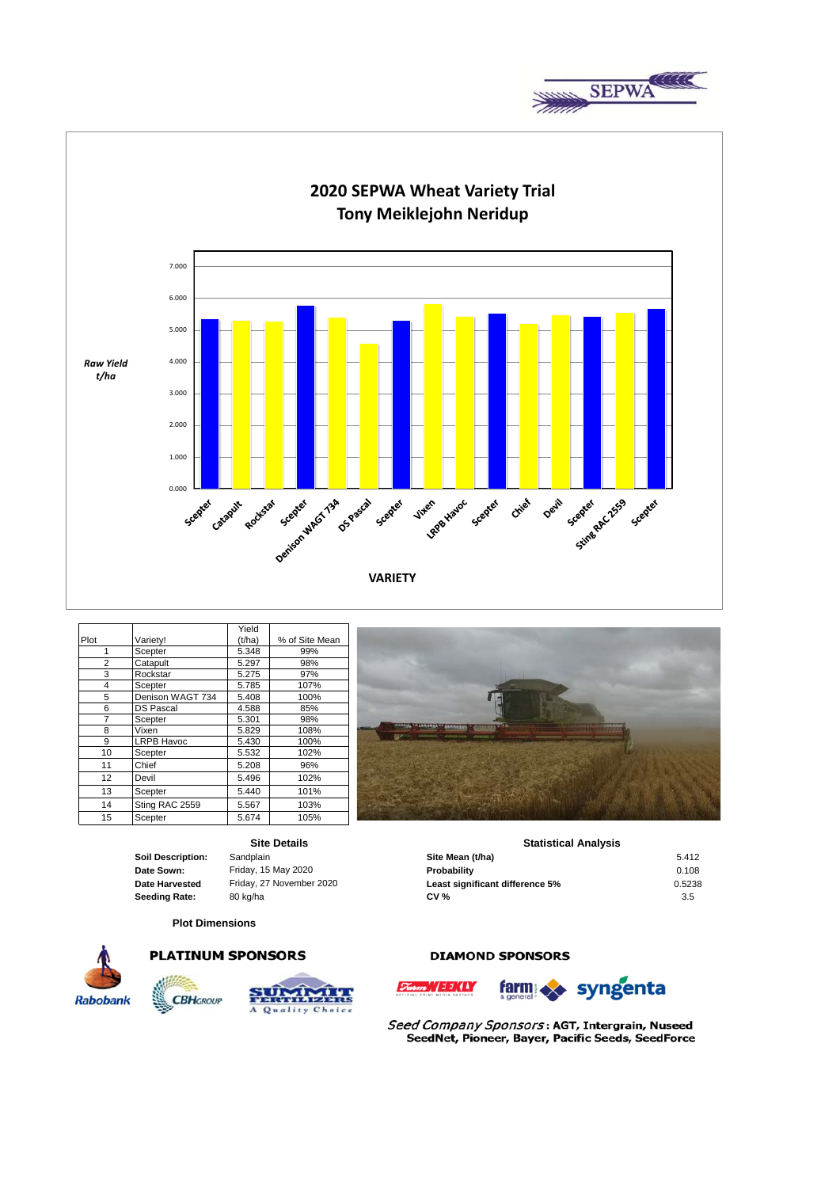SEPWA

# 2020 SEPWA Wheat Variety Trial
## Tony Meiklejohn Neridup

Raw Yield t/ha

7.000
6.000
5.000
4.000
3.000
2.000
1.000
0.000

Scepter, Catapult, Rockstar, Scepter, Denison WAGT 734, DS Pascal, Scepter, Vixen, LRPB Havoc, Scepter, Chief, Devil, Scepter, Sting RAC 2559, Scepter

VARIETY

| Plot | Variety! | Yield (t/ha) | % of Site Mean |
|---|---|---|---|
| 1 | Scepter | 5.348 | 99% |
| 2 | Catapult | 5.297 | 98% |
| 3 | Rockstar | 5.275 | 97% |
| 4 | Scepter | 5.785 | 107% |
| 5 | Denison WAGT 734 | 5.408 | 100% |
| 6 | DS Pascal | 4.588 | 85% |
| 7 | Scepter | 5.301 | 98% |
| 8 | Vixen | 5.829 | 108% |
| 9 | LRPB Havoc | 5.430 | 100% |
| 10 | Scepter | 5.532 | 102% |
| 11 | Chief | 5.208 | 96% |
| 12 | Devil | 5.496 | 102% |
| 13 | Scepter | 5.440 | 101% |
| 14 | Sting RAC 2559 | 5.567 | 103% |
| 15 | Scepter | 5.674 | 105% |

### Site Details

| | |
|---|---|
| **Soil Description:** | Sandplain |
| **Date Sown:** | Friday, 15 May 2020 |
| **Date Harvested** | Friday, 27 November 2020 |
| **Seeding Rate:** | 80 kg/ha |

### Statistical Analysis

| | |
|---|---|
| **Site Mean (t/ha)** | 5.412 |
| **Probability** | 0.108 |
| **Least significant difference 5%** | 0.5238 |
| **CV %** | 3.5 |

**Plot Dimensions**

**PLATINUM SPONSORS**

Rabobank, CBH GROUP, SUMMIT FERTILIZERS A Quality Choice

**DIAMOND SPONSORS**

Farm Weekly, farm & general, syngenta

*Seed Company Sponsors*: **AGT, Intergrain, Nuseed SeedNet, Pioneer, Bayer, Pacific Seeds, SeedForce**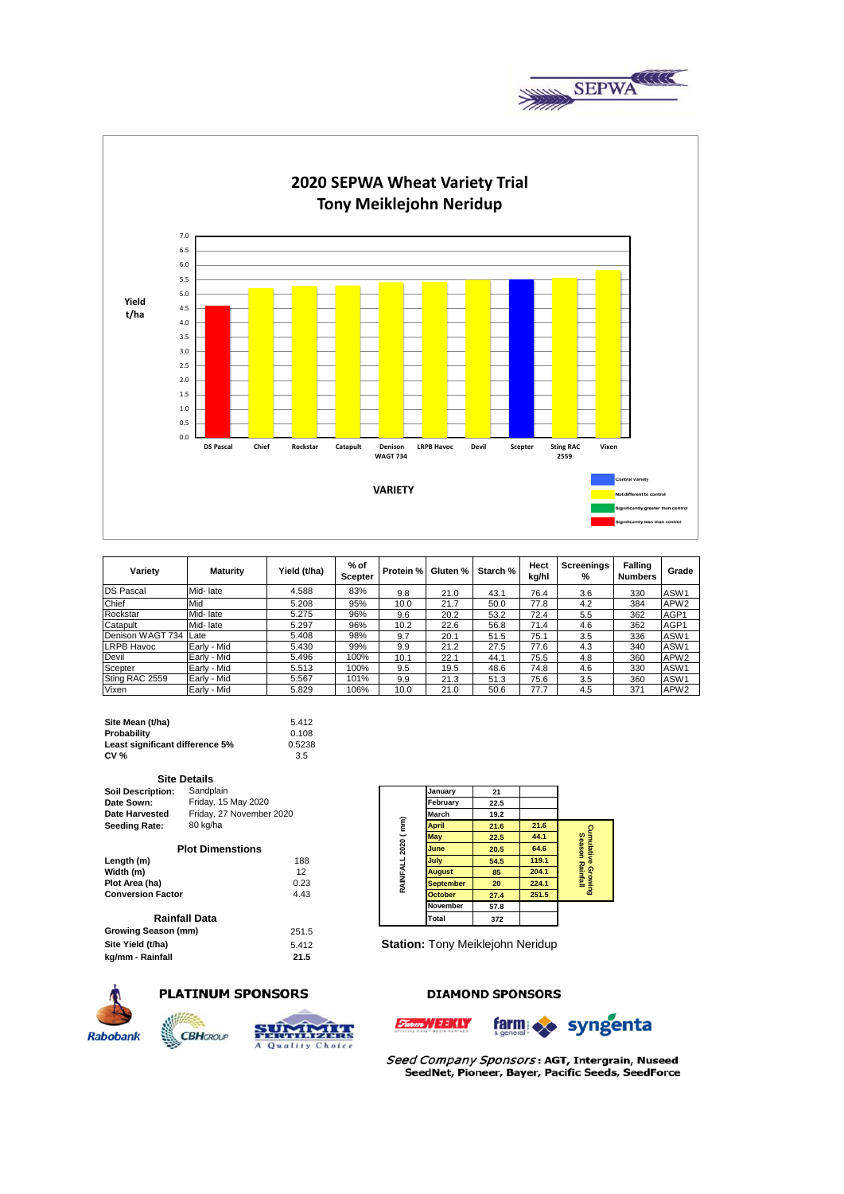SEPWA

# 2020 SEPWA Wheat Variety Trial
## Tony Meiklejohn Neridup

Yield t/ha

7.0
6.5
6.0
5.5
5.0
4.5
4.0
3.5
3.0
2.5
2.0
1.5
1.0
0.5
0.0

DS Pascal
Chief
Rockstar
Catapult
Denison WAGT 734
LRPB Havoc
Devil
Scepter
Sting RAC 2559
Vixen

VARIETY

Control Variety
Not different to control
Significantly greater than control
Significantly less than control

| Variety | Maturity | Yield (t/ha) | % of Scepter | Protein % | Gluten % | Starch % | Hect kg/hl | Screenings % | Falling Numbers | Grade |
|---|---|---|---|---|---|---|---|---|---|---|
| DS Pascal | Mid- late | 4.588 | 83% | 9.8 | 21.0 | 43.1 | 76.4 | 3.6 | 330 | ASW1 |
| Chief | Mid | 5.208 | 95% | 10.0 | 21.7 | 50.0 | 77.8 | 4.2 | 384 | APW2 |
| Rockstar | Mid- late | 5.275 | 96% | 9.6 | 20.2 | 53.2 | 72.4 | 5.5 | 362 | AGP1 |
| Catapult | Mid- late | 5.297 | 96% | 10.2 | 22.6 | 56.8 | 71.4 | 4.6 | 362 | AGP1 |
| Denison WAGT 734 | Late | 5.408 | 98% | 9.7 | 20.1 | 51.5 | 75.1 | 3.5 | 336 | ASW1 |
| LRPB Havoc | Early - Mid | 5.430 | 99% | 9.9 | 21.2 | 27.5 | 77.6 | 4.3 | 340 | ASW1 |
| Devil | Early - Mid | 5.496 | 100% | 10.1 | 22.1 | 44.1 | 75.5 | 4.8 | 360 | APW2 |
| Scepter | Early - Mid | 5.513 | 100% | 9.5 | 19.5 | 48.6 | 74.8 | 4.6 | 330 | ASW1 |
| Sting RAC 2559 | Early - Mid | 5.567 | 101% | 9.9 | 21.3 | 51.3 | 75.6 | 3.5 | 360 | ASW1 |
| Vixen | Early - Mid | 5.829 | 106% | 10.0 | 21.0 | 50.6 | 77.7 | 4.5 | 371 | APW2 |

| | |
|---|---|
| **Site Mean (t/ha)** | 5.412 |
| **Probability** | 0.108 |
| **Least significant difference 5%** | 0.5238 |
| **CV %** | 3.5 |

### Site Details

| | |
|---|---|
| **Soil Description:** | Sandplain |
| **Date Sown:** | Friday, 15 May 2020 |
| **Date Harvested** | Friday, 27 November 2020 |
| **Seeding Rate:** | 80 kg/ha |

### Plot Dimenstions

| | |
|---|---|
| **Length (m)** | 188 |
| **Width (m)** | 12 |
| **Plot Area (ha)** | 0.23 |
| **Conversion Factor** | 4.43 |

### Rainfall Data

| | |
|---|---|
| **Growing Season (mm)** | 251.5 |
| **Site Yield (t/ha)** | 5.412 |
| **kg/mm - Rainfall** | 21.5 |

RAINFALL 2020 (mm)

| Month | Rainfall | Cumulative Growing Season Rainfall |
|---|---|---|
| January | 21 | |
| February | 22.5 | |
| March | 19.2 | |
| April | 21.6 | 21.6 |
| May | 22.5 | 44.1 |
| June | 20.5 | 64.6 |
| July | 54.5 | 119.1 |
| August | 85 | 204.1 |
| September | 20 | 224.1 |
| October | 27.4 | 251.5 |
| November | 57.8 | |
| Total | 372 | |

**Station:** Tony Meiklejohn Neridup

**PLATINUM SPONSORS**

Rabobank, CBH Group, Summit Fertilizers – A Quality Choice

**DIAMOND SPONSORS**

Farm Weekly, farm & general, syngenta

*Seed Company Sponsors*: **AGT, Intergrain, Nuseed SeedNet, Pioneer, Bayer, Pacific Seeds, SeedForce**